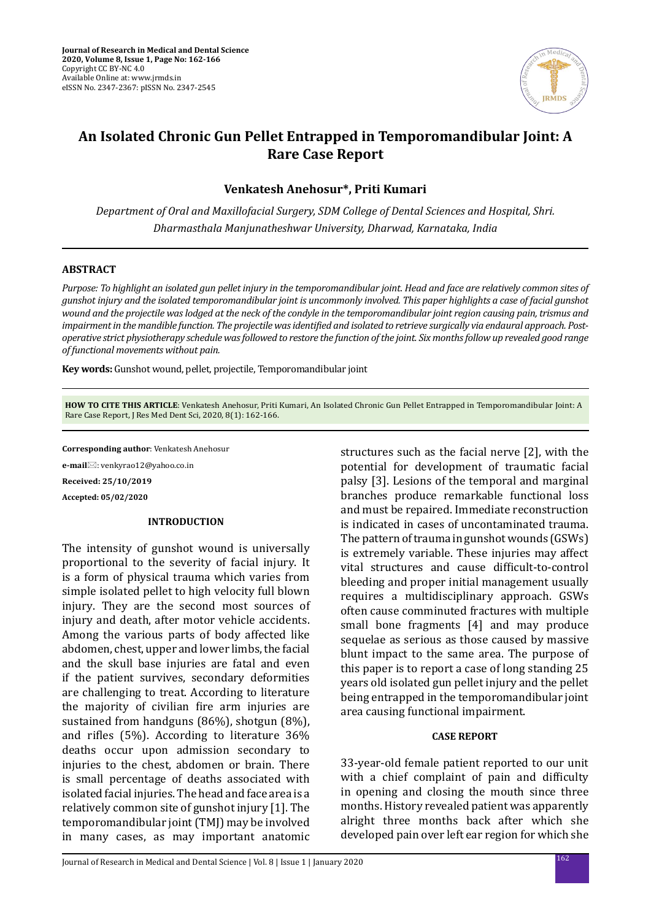# An Isolated Chronic Gun Pellet Entrapped in Temporomandibular Joint: A Rare Case Report

**Venkatesh Anehosur*, Priti Kumari**

*Department of Oral and Maxillofacial Surgery, SDM College of Dental Sciences and Hospital, Shri. Dharmasthala Manjunatheshwar University, Dharwad, Karnataka, India*

## ABSTRACT

*Purpose: To highlight an isolated gun pellet injury in the temporomandibular joint. Head and face are relatively common sites of gunshot injury and the isolated temporomandibular joint is uncommonly involved. This paper highlights a case of facial gunshot wound and the projectile was lodged at the neck of the condyle in the temporomandibular joint region causing pain, trismus and impairment in the mandible function. The projectile was identified and isolated to retrieve surgically via endaural approach. Post-operative strict physiotherapy schedule was followed to restore the function of the joint. Six months follow up revealed good range of functional movements without pain.*

**Key words:** Gunshot wound, pellet, projectile, Temporomandibular joint

**HOW TO CITE THIS ARTICLE**: Venkatesh Anehosur, Priti Kumari, An Isolated Chronic Gun Pellet Entrapped in Temporomandibular Joint: A Rare Case Report, J Res Med Dent Sci, 2020, 8(1): 162-166.

**Corresponding author**: Venkatesh Anehosur

**e-mail**: venkyrao12@yahoo.co.in

**Received: 25/10/2019**

**Accepted: 05/02/2020**

## INTRODUCTION

The intensity of gunshot wound is universally proportional to the severity of facial injury. It is a form of physical trauma which varies from simple isolated pellet to high velocity full blown injury. They are the second most sources of injury and death, after motor vehicle accidents. Among the various parts of body affected like abdomen, chest, upper and lower limbs, the facial and the skull base injuries are fatal and even if the patient survives, secondary deformities are challenging to treat. According to literature the majority of civilian fire arm injuries are sustained from handguns (86%), shotgun (8%), and rifles (5%). According to literature 36% deaths occur upon admission secondary to injuries to the chest, abdomen or brain. There is small percentage of deaths associated with isolated facial injuries. The head and face area is a relatively common site of gunshot injury [1]. The temporomandibular joint (TMJ) may be involved in many cases, as may important anatomic structures such as the facial nerve [2], with the potential for development of traumatic facial palsy [3]. Lesions of the temporal and marginal branches produce remarkable functional loss and must be repaired. Immediate reconstruction is indicated in cases of uncontaminated trauma. The pattern of trauma in gunshot wounds (GSWs) is extremely variable. These injuries may affect vital structures and cause difficult-to-control bleeding and proper initial management usually requires a multidisciplinary approach. GSWs often cause comminuted fractures with multiple small bone fragments [4] and may produce sequelae as serious as those caused by massive blunt impact to the same area. The purpose of this paper is to report a case of long standing 25 years old isolated gun pellet injury and the pellet being entrapped in the temporomandibular joint area causing functional impairment.

## CASE REPORT

33-year-old female patient reported to our unit with a chief complaint of pain and difficulty in opening and closing the mouth since three months. History revealed patient was apparently alright three months back after which she developed pain over left ear region for which she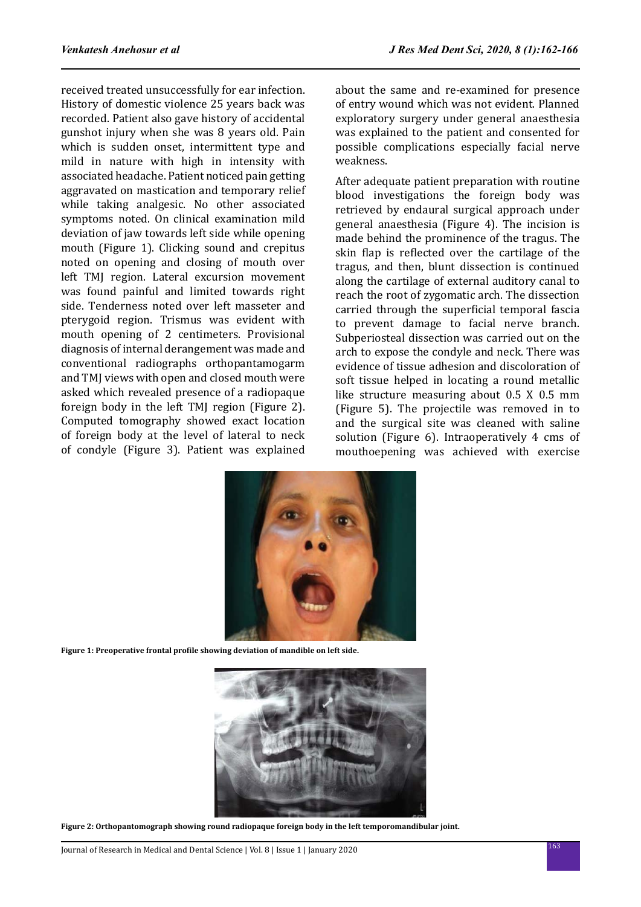received treated unsuccessfully for ear infection. History of domestic violence 25 years back was recorded. Patient also gave history of accidental gunshot injury when she was 8 years old. Pain which is sudden onset, intermittent type and mild in nature with high in intensity with associated headache. Patient noticed pain getting aggravated on mastication and temporary relief while taking analgesic. No other associated symptoms noted. On clinical examination mild deviation of jaw towards left side while opening mouth (Figure 1). Clicking sound and crepitus noted on opening and closing of mouth over left TMJ region. Lateral excursion movement was found painful and limited towards right side. Tenderness noted over left masseter and pterygoid region. Trismus was evident with mouth opening of 2 centimeters. Provisional diagnosis of internal derangement was made and conventional radiographs orthopantamogarm and TMJ views with open and closed mouth were asked which revealed presence of a radiopaque foreign body in the left TMJ region (Figure 2). Computed tomography showed exact location of foreign body at the level of lateral to neck of condyle (Figure 3). Patient was explained about the same and re-examined for presence of entry wound which was not evident. Planned exploratory surgery under general anaesthesia was explained to the patient and consented for possible complications especially facial nerve weakness.

After adequate patient preparation with routine blood investigations the foreign body was retrieved by endaural surgical approach under general anaesthesia (Figure 4). The incision is made behind the prominence of the tragus. The skin flap is reflected over the cartilage of the tragus, and then, blunt dissection is continued along the cartilage of external auditory canal to reach the root of zygomatic arch. The dissection carried through the superficial temporal fascia to prevent damage to facial nerve branch. Subperiosteal dissection was carried out on the arch to expose the condyle and neck. There was evidence of tissue adhesion and discoloration of soft tissue helped in locating a round metallic like structure measuring about 0.5 X 0.5 mm (Figure 5). The projectile was removed in to and the surgical site was cleaned with saline solution (Figure 6). Intraoperatively 4 cms of mouthoepening was achieved with exercise

**Figure 1: Preoperative frontal profile showing deviation of mandible on left side.**

**Figure 2: Orthopantomograph showing round radiopaque foreign body in the left temporomandibular joint.**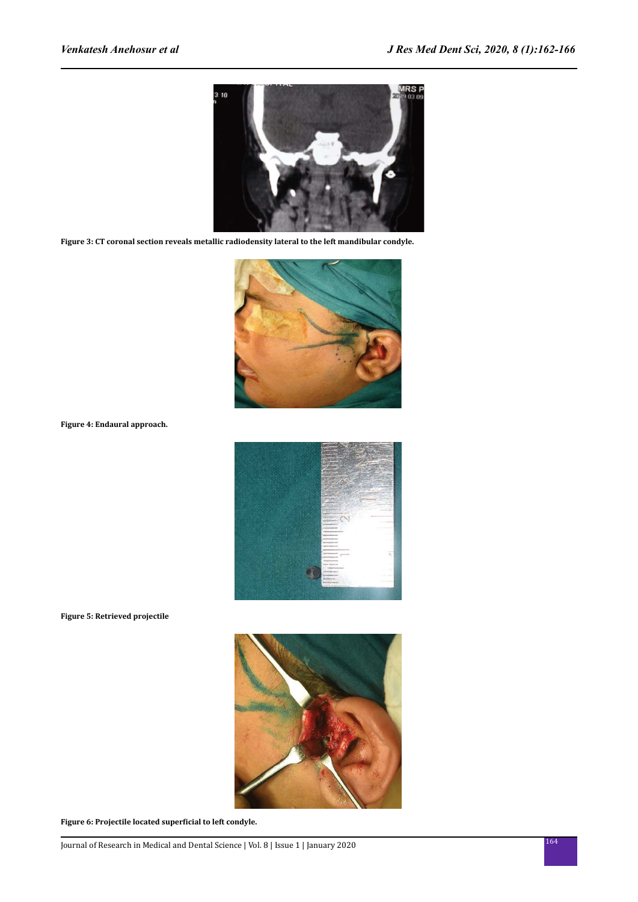**Figure 3: CT coronal section reveals metallic radiodensity lateral to the left mandibular condyle.**

**Figure 4: Endaural approach.**

**Figure 5: Retrieved projectile**

**Figure 6: Projectile located superficial to left condyle.**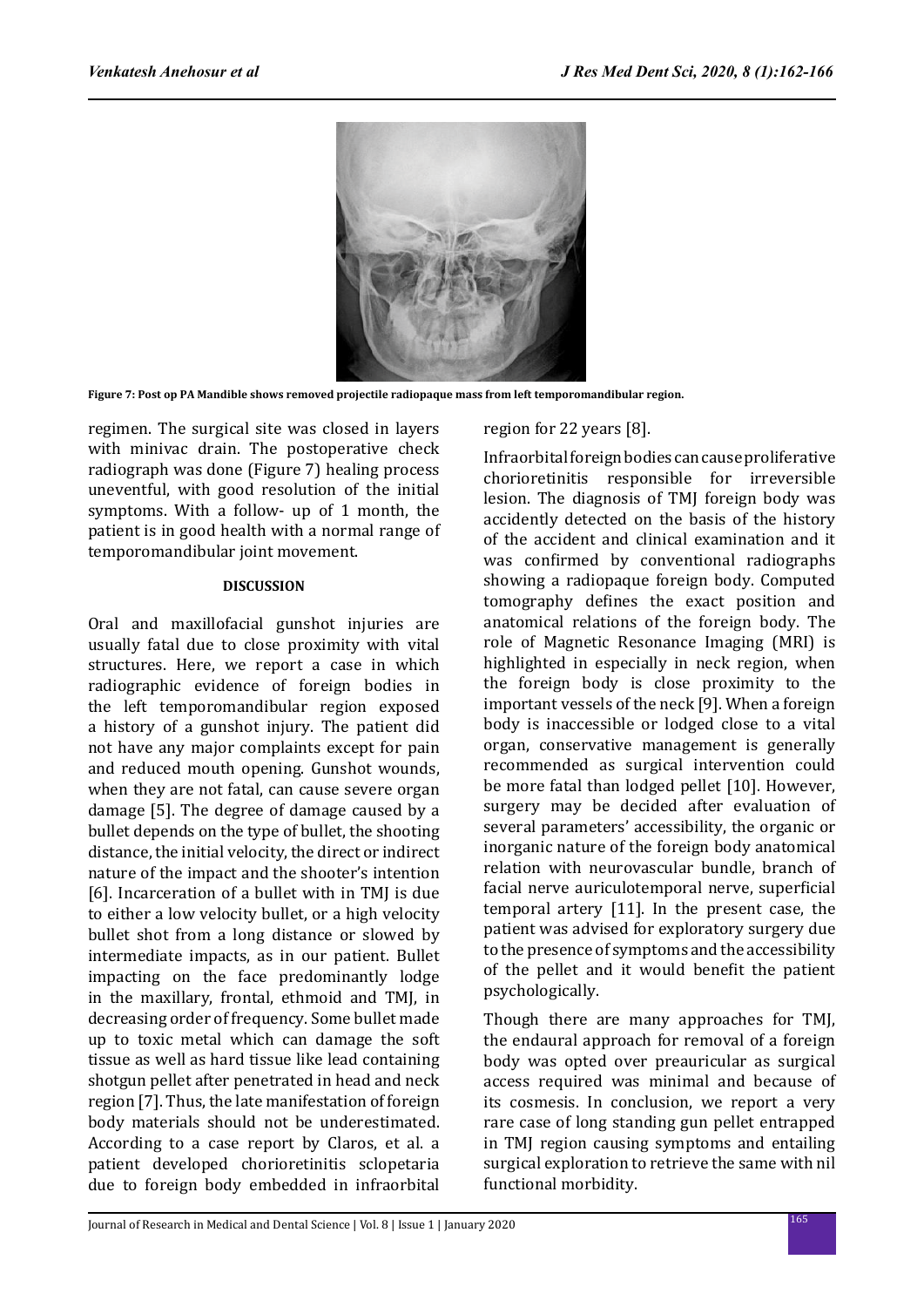Figure 7: Post op PA Mandible shows removed projectile radiopaque mass from left temporomandibular region.

regimen. The surgical site was closed in layers with minivac drain. The postoperative check radiograph was done (Figure 7) healing process uneventful, with good resolution of the initial symptoms. With a follow- up of 1 month, the patient is in good health with a normal range of temporomandibular joint movement.

## DISCUSSION

Oral and maxillofacial gunshot injuries are usually fatal due to close proximity with vital structures. Here, we report a case in which radiographic evidence of foreign bodies in the left temporomandibular region exposed a history of a gunshot injury. The patient did not have any major complaints except for pain and reduced mouth opening. Gunshot wounds, when they are not fatal, can cause severe organ damage [5]. The degree of damage caused by a bullet depends on the type of bullet, the shooting distance, the initial velocity, the direct or indirect nature of the impact and the shooter's intention [6]. Incarceration of a bullet with in TMJ is due to either a low velocity bullet, or a high velocity bullet shot from a long distance or slowed by intermediate impacts, as in our patient. Bullet impacting on the face predominantly lodge in the maxillary, frontal, ethmoid and TMJ, in decreasing order of frequency. Some bullet made up to toxic metal which can damage the soft tissue as well as hard tissue like lead containing shotgun pellet after penetrated in head and neck region [7]. Thus, the late manifestation of foreign body materials should not be underestimated. According to a case report by Claros, et al. a patient developed chorioretinitis sclopetaria due to foreign body embedded in infraorbital region for 22 years [8].

Infraorbital foreign bodies can cause proliferative chorioretinitis responsible for irreversible lesion. The diagnosis of TMJ foreign body was accidently detected on the basis of the history of the accident and clinical examination and it was confirmed by conventional radiographs showing a radiopaque foreign body. Computed tomography defines the exact position and anatomical relations of the foreign body. The role of Magnetic Resonance Imaging (MRI) is highlighted in especially in neck region, when the foreign body is close proximity to the important vessels of the neck [9]. When a foreign body is inaccessible or lodged close to a vital organ, conservative management is generally recommended as surgical intervention could be more fatal than lodged pellet [10]. However, surgery may be decided after evaluation of several parameters' accessibility, the organic or inorganic nature of the foreign body anatomical relation with neurovascular bundle, branch of facial nerve auriculotemporal nerve, superficial temporal artery [11]. In the present case, the patient was advised for exploratory surgery due to the presence of symptoms and the accessibility of the pellet and it would benefit the patient psychologically.

Though there are many approaches for TMJ, the endaural approach for removal of a foreign body was opted over preauricular as surgical access required was minimal and because of its cosmesis. In conclusion, we report a very rare case of long standing gun pellet entrapped in TMJ region causing symptoms and entailing surgical exploration to retrieve the same with nil functional morbidity.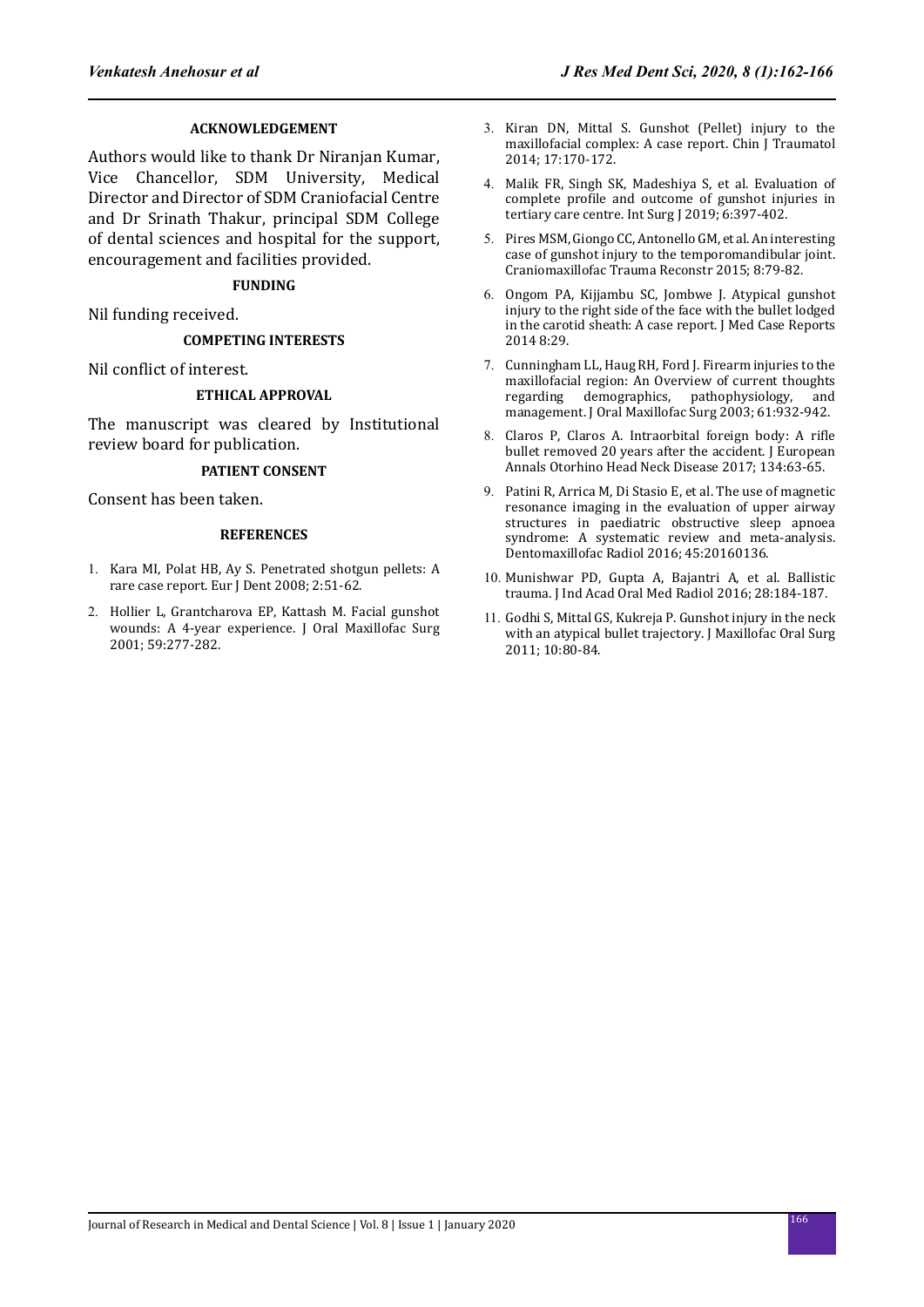## ACKNOWLEDGEMENT

Authors would like to thank Dr Niranjan Kumar, Vice Chancellor, SDM University, Medical Director and Director of SDM Craniofacial Centre and Dr Srinath Thakur, principal SDM College of dental sciences and hospital for the support, encouragement and facilities provided.

## FUNDING

Nil funding received.

## COMPETING INTERESTS

Nil conflict of interest.

## ETHICAL APPROVAL

The manuscript was cleared by Institutional review board for publication.

## PATIENT CONSENT

Consent has been taken.

## REFERENCES

1. Kara MI, Polat HB, Ay S. Penetrated shotgun pellets: A rare case report. Eur J Dent 2008; 2:51-62.
2. Hollier L, Grantcharova EP, Kattash M. Facial gunshot wounds: A 4-year experience. J Oral Maxillofac Surg 2001; 59:277-282.
3. Kiran DN, Mittal S. Gunshot (Pellet) injury to the maxillofacial complex: A case report. Chin J Traumatol 2014; 17:170-172.
4. Malik FR, Singh SK, Madeshiya S, et al. Evaluation of complete profile and outcome of gunshot injuries in tertiary care centre. Int Surg J 2019; 6:397-402.
5. Pires MSM, Giongo CC, Antonello GM, et al. An interesting case of gunshot injury to the temporomandibular joint. Craniomaxillofac Trauma Reconstr 2015; 8:79-82.
6. Ongom PA, Kijjambu SC, Jombwe J. Atypical gunshot injury to the right side of the face with the bullet lodged in the carotid sheath: A case report. J Med Case Reports 2014 8:29.
7. Cunningham LL, Haug RH, Ford J. Firearm injuries to the maxillofacial region: An Overview of current thoughts regarding demographics, pathophysiology, and management. J Oral Maxillofac Surg 2003; 61:932-942.
8. Claros P, Claros A. Intraorbital foreign body: A rifle bullet removed 20 years after the accident. J European Annals Otorhino Head Neck Disease 2017; 134:63-65.
9. Patini R, Arrica M, Di Stasio E, et al. The use of magnetic resonance imaging in the evaluation of upper airway structures in paediatric obstructive sleep apnoea syndrome: A systematic review and meta-analysis. Dentomaxillofac Radiol 2016; 45:20160136.
10. Munishwar PD, Gupta A, Bajantri A, et al. Ballistic trauma. J Ind Acad Oral Med Radiol 2016; 28:184-187.
11. Godhi S, Mittal GS, Kukreja P. Gunshot injury in the neck with an atypical bullet trajectory. J Maxillofac Oral Surg 2011; 10:80-84.